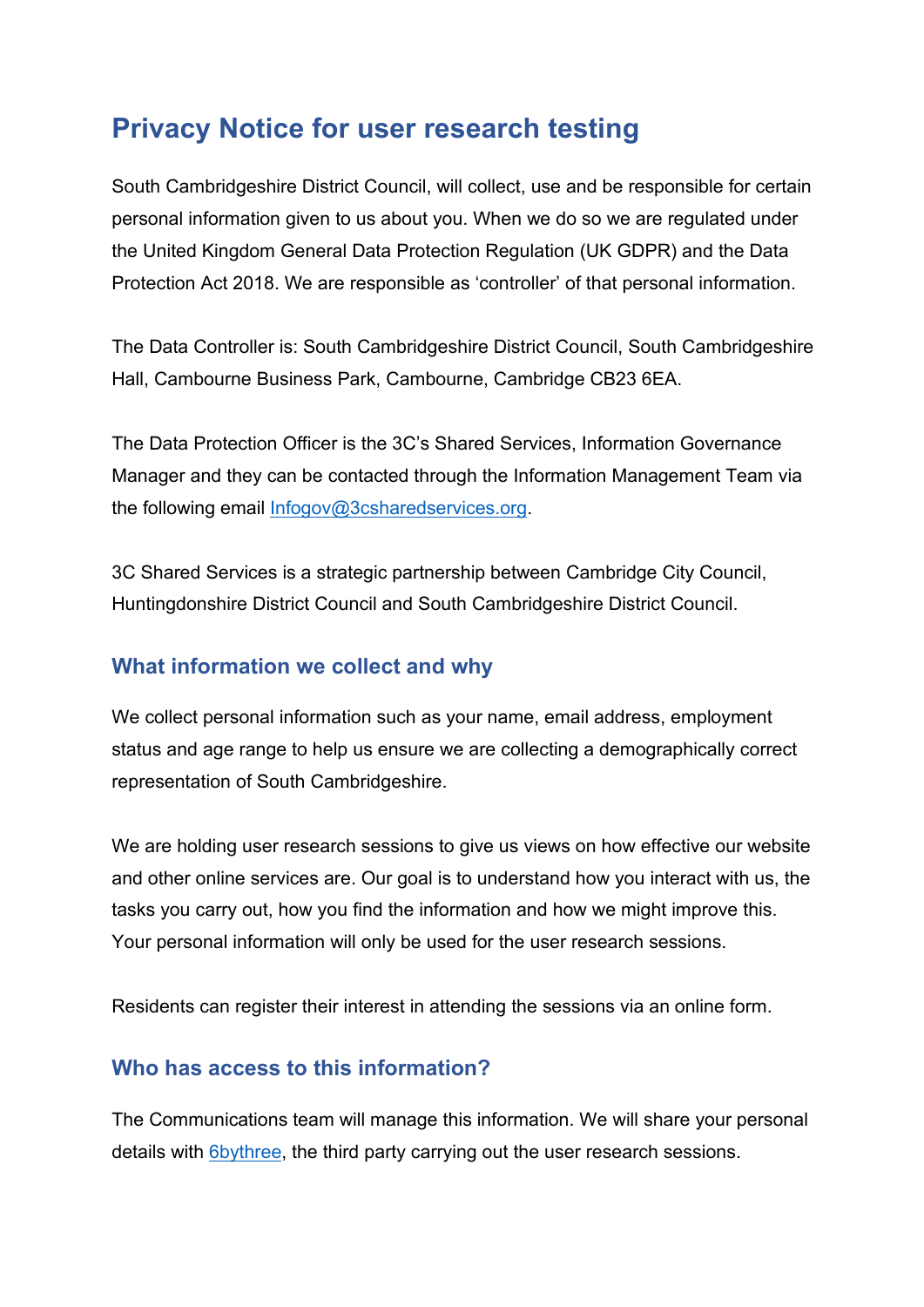# Privacy Notice for user research testing

South Cambridgeshire District Council, will collect, use and be responsible for certain personal information given to us about you. When we do so we are regulated under the United Kingdom General Data Protection Regulation (UK GDPR) and the Data Protection Act 2018. We are responsible as 'controller' of that personal information.

The Data Controller is: South Cambridgeshire District Council, South Cambridgeshire Hall, Cambourne Business Park, Cambourne, Cambridge CB23 6EA.

The Data Protection Officer is the 3C's Shared Services, Information Governance Manager and they can be contacted through the Information Management Team via the following email [Infogov@3csharedservices.org](mailto:Infogov@3csharedservices.org).

3C Shared Services is a strategic partnership between Cambridge City Council, Huntingdonshire District Council and South Cambridgeshire District Council.

## What information we collect and why

We collect personal information such as your name, email address, employment status and age range to help us ensure we are collecting a demographically correct representation of South Cambridgeshire.

We are holding user research sessions to give us views on how effective our website and other online services are. Our goal is to understand how you interact with us, the tasks you carry out, how you find the information and how we might improve this. Your personal information will only be used for the user research sessions.

Residents can register their interest in attending the sessions via an online form.

## Who has access to this information?

The Communications team will manage this information. We will share your personal details with 6bythree, the third party carrying out the user research sessions.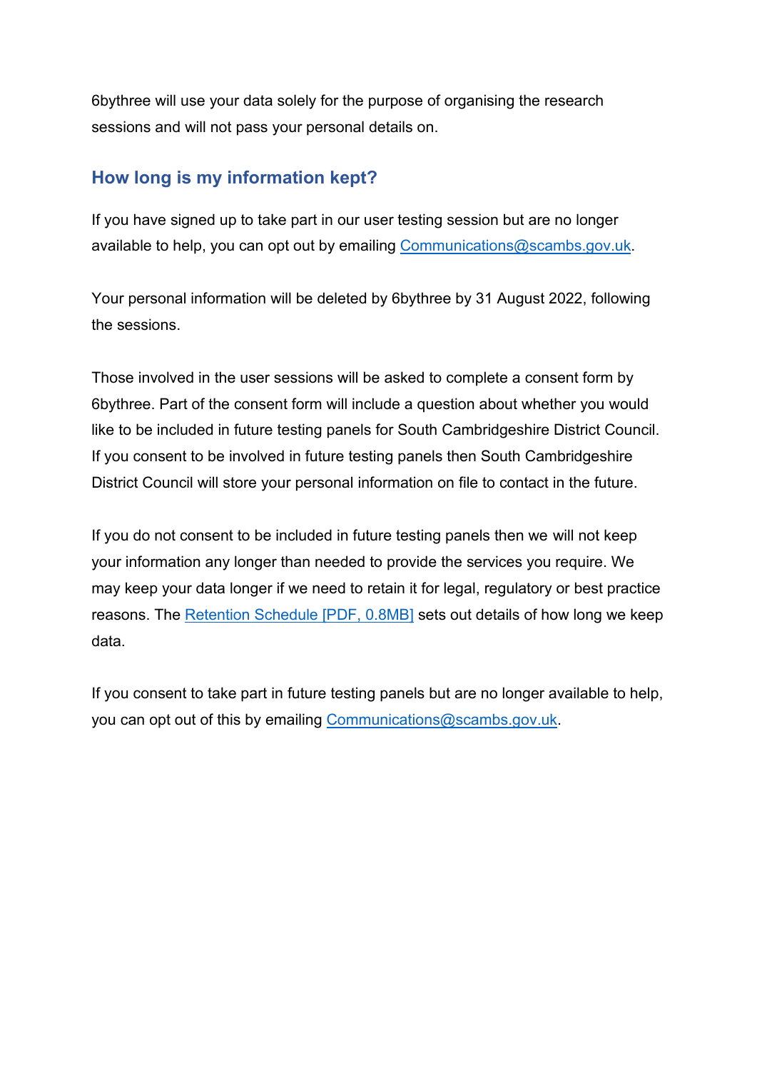6bythree will use your data solely for the purpose of organising the research sessions and will not pass your personal details on.

## How long is my information kept?

If you have signed up to take part in our user testing session but are no longer available to help, you can opt out by emailing Communications@scambs.gov.uk.

Your personal information will be deleted by 6bythree by 31 August 2022, following the sessions.

Those involved in the user sessions will be asked to complete a consent form by 6bythree. Part of the consent form will include a question about whether you would like to be included in future testing panels for South Cambridgeshire District Council. If you consent to be involved in future testing panels then South Cambridgeshire District Council will store your personal information on file to contact in the future.

If you do not consent to be included in future testing panels then we will not keep your information any longer than needed to provide the services you require. We may keep your data longer if we need to retain it for legal, regulatory or best practice reasons. The Retention Schedule [PDF, 0.8MB] sets out details of how long we keep data.

If you consent to take part in future testing panels but are no longer available to help, you can opt out of this by emailing Communications@scambs.gov.uk.